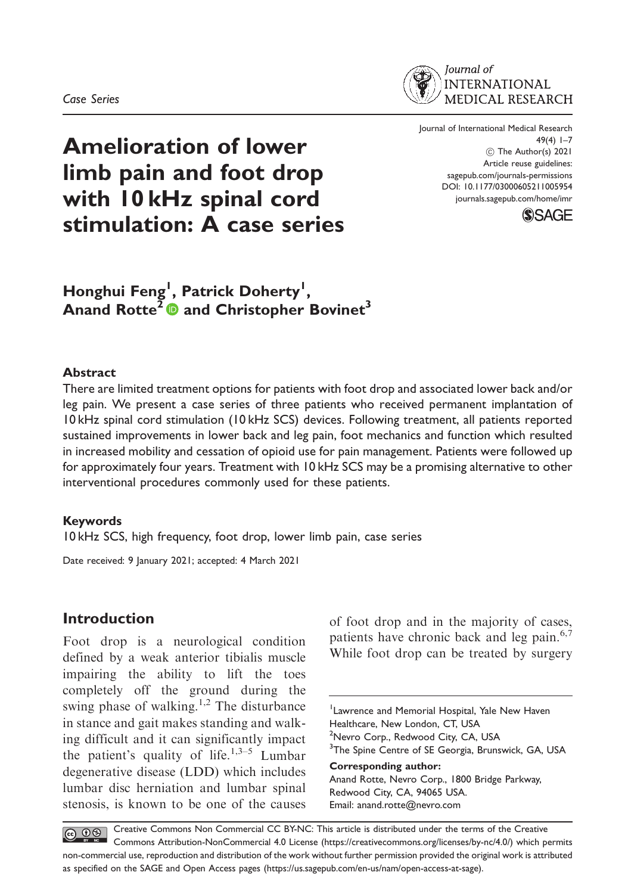Case Series

# Amelioration of lower limb pain and foot drop with 10 kHz spinal cord stimulation: A case series

Journal of International Medical Research
49(4) 1–7
© The Author(s) 2021
Article reuse guidelines:
sagepub.com/journals-permissions
DOI: 10.1177/03000605211005954
journals.sagepub.com/home/imr

**Honghui Feng[1], Patrick Doherty[1], Anand Rotte[2] and Christopher Bovinet[3]**

## Abstract

There are limited treatment options for patients with foot drop and associated lower back and/or leg pain. We present a case series of three patients who received permanent implantation of 10 kHz spinal cord stimulation (10 kHz SCS) devices. Following treatment, all patients reported sustained improvements in lower back and leg pain, foot mechanics and function which resulted in increased mobility and cessation of opioid use for pain management. Patients were followed up for approximately four years. Treatment with 10 kHz SCS may be a promising alternative to other interventional procedures commonly used for these patients.

## Keywords

10 kHz SCS, high frequency, foot drop, lower limb pain, case series

Date received: 9 January 2021; accepted: 4 March 2021

## Introduction

Foot drop is a neurological condition defined by a weak anterior tibialis muscle impairing the ability to lift the toes completely off the ground during the swing phase of walking.[1,2] The disturbance in stance and gait makes standing and walking difficult and it can significantly impact the patient's quality of life.[1,3–5] Lumbar degenerative disease (LDD) which includes lumbar disc herniation and lumbar spinal stenosis, is known to be one of the causes of foot drop and in the majority of cases, patients have chronic back and leg pain.[6,7] While foot drop can be treated by surgery

[1]Lawrence and Memorial Hospital, Yale New Haven Healthcare, New London, CT, USA
[2]Nevro Corp., Redwood City, CA, USA
[3]The Spine Centre of SE Georgia, Brunswick, GA, USA

**Corresponding author:**
Anand Rotte, Nevro Corp., 1800 Bridge Parkway, Redwood City, CA, 94065 USA.
Email: anand.rotte@nevro.com

Creative Commons Non Commercial CC BY-NC: This article is distributed under the terms of the Creative Commons Attribution-NonCommercial 4.0 License (https://creativecommons.org/licenses/by-nc/4.0/) which permits non-commercial use, reproduction and distribution of the work without further permission provided the original work is attributed as specified on the SAGE and Open Access pages (https://us.sagepub.com/en-us/nam/open-access-at-sage).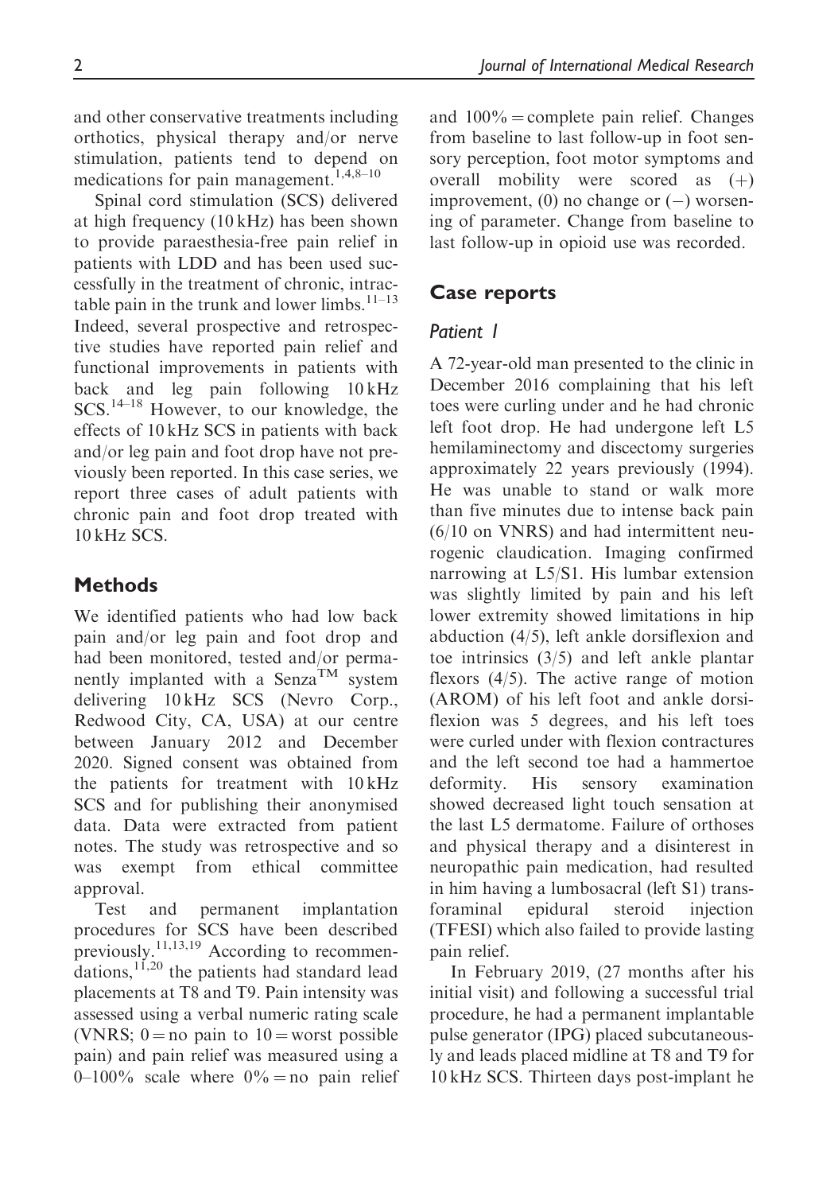and other conservative treatments including orthotics, physical therapy and/or nerve stimulation, patients tend to depend on medications for pain management.[1,4,8–10]

Spinal cord stimulation (SCS) delivered at high frequency (10 kHz) has been shown to provide paraesthesia-free pain relief in patients with LDD and has been used successfully in the treatment of chronic, intractable pain in the trunk and lower limbs.[11–13] Indeed, several prospective and retrospective studies have reported pain relief and functional improvements in patients with back and leg pain following 10 kHz SCS.[14–18] However, to our knowledge, the effects of 10 kHz SCS in patients with back and/or leg pain and foot drop have not previously been reported. In this case series, we report three cases of adult patients with chronic pain and foot drop treated with 10 kHz SCS.

## Methods

We identified patients who had low back pain and/or leg pain and foot drop and had been monitored, tested and/or permanently implanted with a Senza™ system delivering 10 kHz SCS (Nevro Corp., Redwood City, CA, USA) at our centre between January 2012 and December 2020. Signed consent was obtained from the patients for treatment with 10 kHz SCS and for publishing their anonymised data. Data were extracted from patient notes. The study was retrospective and so was exempt from ethical committee approval.

Test and permanent implantation procedures for SCS have been described previously.[11,13,19] According to recommendations,[11,20] the patients had standard lead placements at T8 and T9. Pain intensity was assessed using a verbal numeric rating scale (VNRS; 0 = no pain to 10 = worst possible pain) and pain relief was measured using a 0–100% scale where 0% = no pain relief and 100% = complete pain relief. Changes from baseline to last follow-up in foot sensory perception, foot motor symptoms and overall mobility were scored as (+) improvement, (0) no change or (−) worsening of parameter. Change from baseline to last follow-up in opioid use was recorded.

## Case reports

### Patient 1

A 72-year-old man presented to the clinic in December 2016 complaining that his left toes were curling under and he had chronic left foot drop. He had undergone left L5 hemilaminectomy and discectomy surgeries approximately 22 years previously (1994). He was unable to stand or walk more than five minutes due to intense back pain (6/10 on VNRS) and had intermittent neurogenic claudication. Imaging confirmed narrowing at L5/S1. His lumbar extension was slightly limited by pain and his left lower extremity showed limitations in hip abduction (4/5), left ankle dorsiflexion and toe intrinsics (3/5) and left ankle plantar flexors (4/5). The active range of motion (AROM) of his left foot and ankle dorsiflexion was 5 degrees, and his left toes were curled under with flexion contractures and the left second toe had a hammertoe deformity. His sensory examination showed decreased light touch sensation at the last L5 dermatome. Failure of orthoses and physical therapy and a disinterest in neuropathic pain medication, had resulted in him having a lumbosacral (left S1) transforaminal epidural steroid injection (TFESI) which also failed to provide lasting pain relief.

In February 2019, (27 months after his initial visit) and following a successful trial procedure, he had a permanent implantable pulse generator (IPG) placed subcutaneously and leads placed midline at T8 and T9 for 10 kHz SCS. Thirteen days post-implant he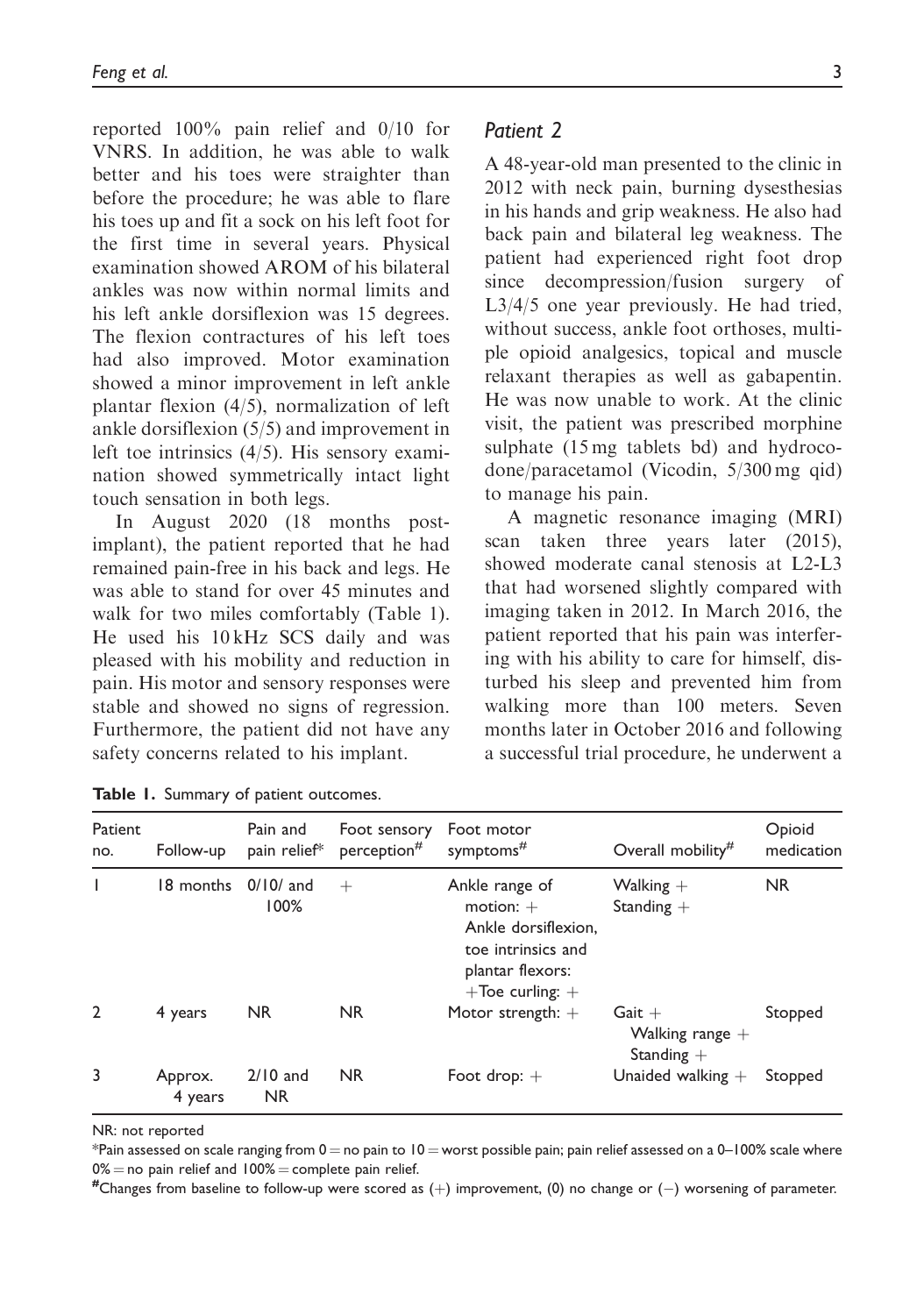reported 100% pain relief and 0/10 for VNRS. In addition, he was able to walk better and his toes were straighter than before the procedure; he was able to flare his toes up and fit a sock on his left foot for the first time in several years. Physical examination showed AROM of his bilateral ankles was now within normal limits and his left ankle dorsiflexion was 15 degrees. The flexion contractures of his left toes had also improved. Motor examination showed a minor improvement in left ankle plantar flexion (4/5), normalization of left ankle dorsiflexion (5/5) and improvement in left toe intrinsics (4/5). His sensory examination showed symmetrically intact light touch sensation in both legs.

In August 2020 (18 months post-implant), the patient reported that he had remained pain-free in his back and legs. He was able to stand for over 45 minutes and walk for two miles comfortably (Table 1). He used his 10 kHz SCS daily and was pleased with his mobility and reduction in pain. His motor and sensory responses were stable and showed no signs of regression. Furthermore, the patient did not have any safety concerns related to his implant.

## *Patient 2*

A 48-year-old man presented to the clinic in 2012 with neck pain, burning dysesthesias in his hands and grip weakness. He also had back pain and bilateral leg weakness. The patient had experienced right foot drop since decompression/fusion surgery of L3/4/5 one year previously. He had tried, without success, ankle foot orthoses, multiple opioid analgesics, topical and muscle relaxant therapies as well as gabapentin. He was now unable to work. At the clinic visit, the patient was prescribed morphine sulphate (15 mg tablets bd) and hydrocodone/paracetamol (Vicodin, 5/300 mg qid) to manage his pain.

A magnetic resonance imaging (MRI) scan taken three years later (2015), showed moderate canal stenosis at L2-L3 that had worsened slightly compared with imaging taken in 2012. In March 2016, the patient reported that his pain was interfering with his ability to care for himself, disturbed his sleep and prevented him from walking more than 100 meters. Seven months later in October 2016 and following a successful trial procedure, he underwent a

**Table 1.** Summary of patient outcomes.

| Patient no. | Follow-up | Pain and pain relief* | Foot sensory perception# | Foot motor symptoms# | Overall mobility# | Opioid medication |
|---|---|---|---|---|---|---|
| 1 | 18 months | 0/10/ and 100% | + | Ankle range of motion: + Ankle dorsiflexion, toe intrinsics and plantar flexors: + Toe curling: + | Walking + Standing + | NR |
| 2 | 4 years | NR | NR | Motor strength: + | Gait + Walking range + Standing + | Stopped |
| 3 | Approx. 4 years | 2/10 and NR | NR | Foot drop: + | Unaided walking + | Stopped |

NR: not reported

*Pain assessed on scale ranging from 0 = no pain to 10 = worst possible pain; pain relief assessed on a 0–100% scale where 0% = no pain relief and 100% = complete pain relief.

#Changes from baseline to follow-up were scored as (+) improvement, (0) no change or (−) worsening of parameter.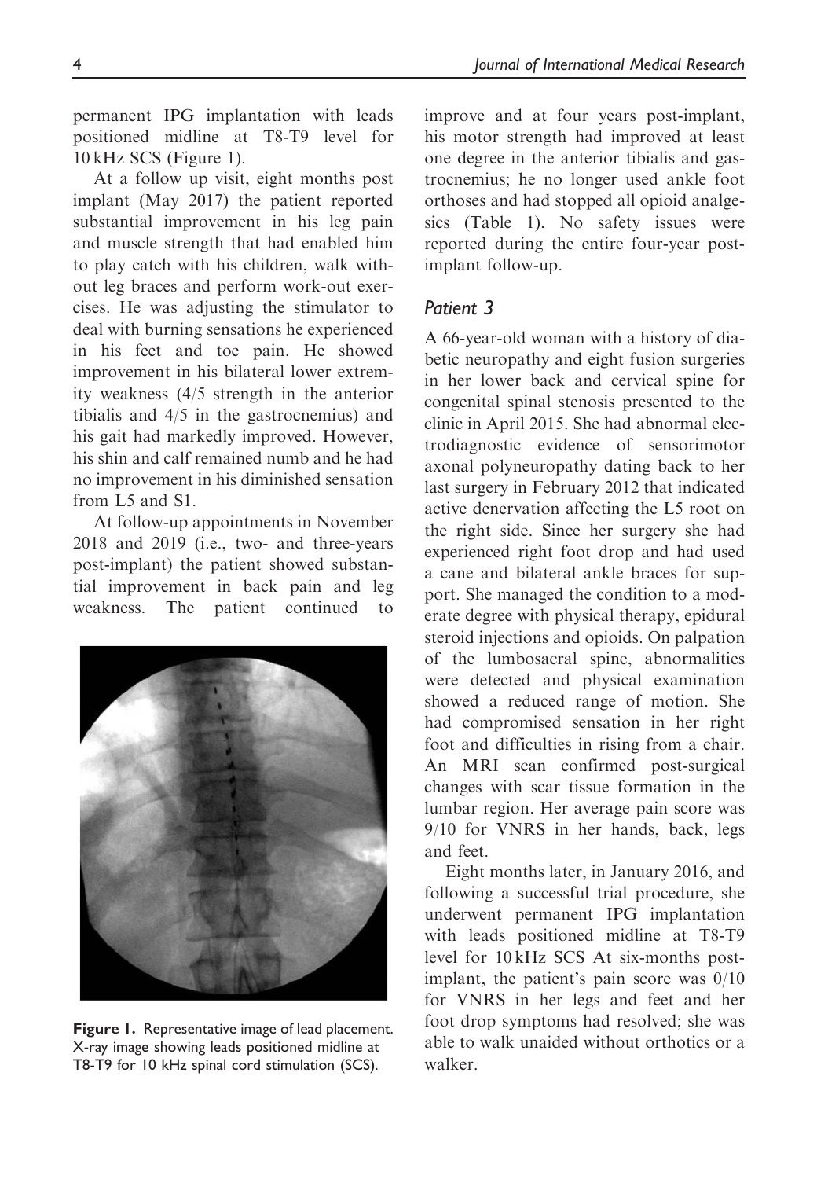permanent IPG implantation with leads positioned midline at T8-T9 level for 10 kHz SCS (Figure 1).

At a follow up visit, eight months post implant (May 2017) the patient reported substantial improvement in his leg pain and muscle strength that had enabled him to play catch with his children, walk without leg braces and perform work-out exercises. He was adjusting the stimulator to deal with burning sensations he experienced in his feet and toe pain. He showed improvement in his bilateral lower extremity weakness (4/5 strength in the anterior tibialis and 4/5 in the gastrocnemius) and his gait had markedly improved. However, his shin and calf remained numb and he had no improvement in his diminished sensation from L5 and S1.

At follow-up appointments in November 2018 and 2019 (i.e., two- and three-years post-implant) the patient showed substantial improvement in back pain and leg weakness. The patient continued to improve and at four years post-implant, his motor strength had improved at least one degree in the anterior tibialis and gastrocnemius; he no longer used ankle foot orthoses and had stopped all opioid analgesics (Table 1). No safety issues were reported during the entire four-year post-implant follow-up.

**Figure 1.** Representative image of lead placement. X-ray image showing leads positioned midline at T8-T9 for 10 kHz spinal cord stimulation (SCS).

### Patient 3

A 66-year-old woman with a history of diabetic neuropathy and eight fusion surgeries in her lower back and cervical spine for congenital spinal stenosis presented to the clinic in April 2015. She had abnormal electrodiagnostic evidence of sensorimotor axonal polyneuropathy dating back to her last surgery in February 2012 that indicated active denervation affecting the L5 root on the right side. Since her surgery she had experienced right foot drop and had used a cane and bilateral ankle braces for support. She managed the condition to a moderate degree with physical therapy, epidural steroid injections and opioids. On palpation of the lumbosacral spine, abnormalities were detected and physical examination showed a reduced range of motion. She had compromised sensation in her right foot and difficulties in rising from a chair. An MRI scan confirmed post-surgical changes with scar tissue formation in the lumbar region. Her average pain score was 9/10 for VNRS in her hands, back, legs and feet.

Eight months later, in January 2016, and following a successful trial procedure, she underwent permanent IPG implantation with leads positioned midline at T8-T9 level for 10 kHz SCS At six-months post-implant, the patient's pain score was 0/10 for VNRS in her legs and feet and her foot drop symptoms had resolved; she was able to walk unaided without orthotics or a walker.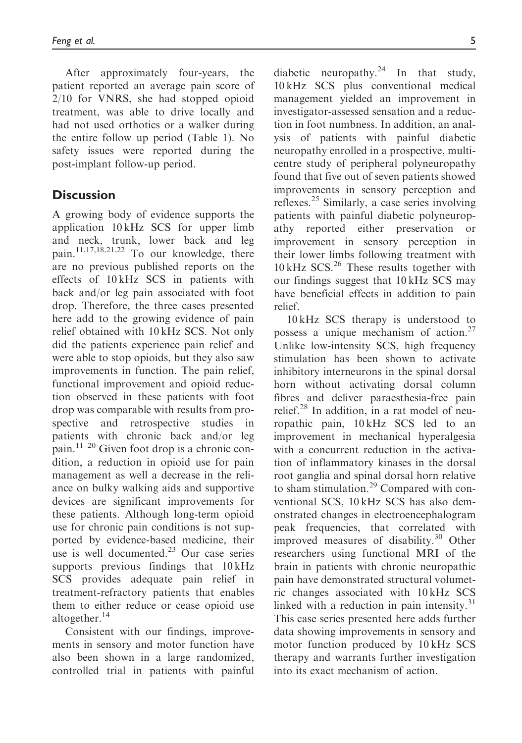After approximately four-years, the patient reported an average pain score of 2/10 for VNRS, she had stopped opioid treatment, was able to drive locally and had not used orthotics or a walker during the entire follow up period (Table 1). No safety issues were reported during the post-implant follow-up period.

## Discussion

A growing body of evidence supports the application 10 kHz SCS for upper limb and neck, trunk, lower back and leg pain.[11,17,18,21,22] To our knowledge, there are no previous published reports on the effects of 10 kHz SCS in patients with back and/or leg pain associated with foot drop. Therefore, the three cases presented here add to the growing evidence of pain relief obtained with 10 kHz SCS. Not only did the patients experience pain relief and were able to stop opioids, but they also saw improvements in function. The pain relief, functional improvement and opioid reduction observed in these patients with foot drop was comparable with results from prospective and retrospective studies in patients with chronic back and/or leg pain.[11–20] Given foot drop is a chronic condition, a reduction in opioid use for pain management as well a decrease in the reliance on bulky walking aids and supportive devices are significant improvements for these patients. Although long-term opioid use for chronic pain conditions is not supported by evidence-based medicine, their use is well documented.[23] Our case series supports previous findings that 10 kHz SCS provides adequate pain relief in treatment-refractory patients that enables them to either reduce or cease opioid use altogether.[14]

Consistent with our findings, improvements in sensory and motor function have also been shown in a large randomized, controlled trial in patients with painful diabetic neuropathy.[24] In that study, 10 kHz SCS plus conventional medical management yielded an improvement in investigator-assessed sensation and a reduction in foot numbness. In addition, an analysis of patients with painful diabetic neuropathy enrolled in a prospective, multicentre study of peripheral polyneuropathy found that five out of seven patients showed improvements in sensory perception and reflexes.[25] Similarly, a case series involving patients with painful diabetic polyneuropathy reported either preservation or improvement in sensory perception in their lower limbs following treatment with 10 kHz SCS.[26] These results together with our findings suggest that 10 kHz SCS may have beneficial effects in addition to pain relief.

10 kHz SCS therapy is understood to possess a unique mechanism of action.[27] Unlike low-intensity SCS, high frequency stimulation has been shown to activate inhibitory interneurons in the spinal dorsal horn without activating dorsal column fibres and deliver paraesthesia-free pain relief.[28] In addition, in a rat model of neuropathic pain, 10 kHz SCS led to an improvement in mechanical hyperalgesia with a concurrent reduction in the activation of inflammatory kinases in the dorsal root ganglia and spinal dorsal horn relative to sham stimulation.[29] Compared with conventional SCS, 10 kHz SCS has also demonstrated changes in electroencephalogram peak frequencies, that correlated with improved measures of disability.[30] Other researchers using functional MRI of the brain in patients with chronic neuropathic pain have demonstrated structural volumetric changes associated with 10 kHz SCS linked with a reduction in pain intensity.[31] This case series presented here adds further data showing improvements in sensory and motor function produced by 10 kHz SCS therapy and warrants further investigation into its exact mechanism of action.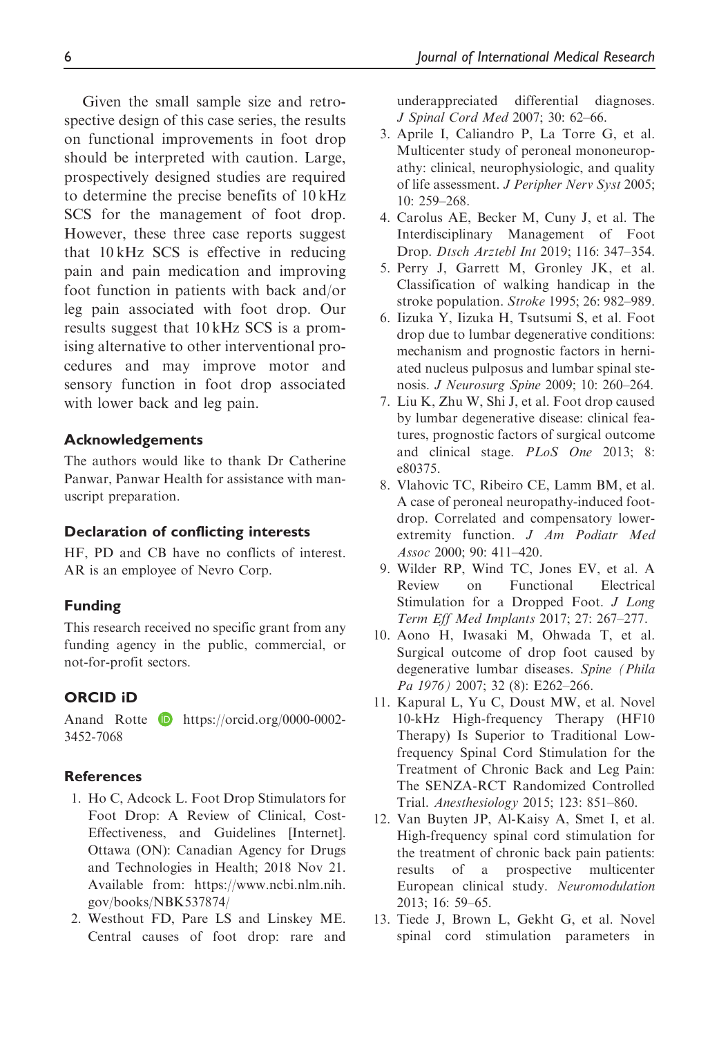Given the small sample size and retrospective design of this case series, the results on functional improvements in foot drop should be interpreted with caution. Large, prospectively designed studies are required to determine the precise benefits of 10 kHz SCS for the management of foot drop. However, these three case reports suggest that 10 kHz SCS is effective in reducing pain and pain medication and improving foot function in patients with back and/or leg pain associated with foot drop. Our results suggest that 10 kHz SCS is a promising alternative to other interventional procedures and may improve motor and sensory function in foot drop associated with lower back and leg pain.

## Acknowledgements

The authors would like to thank Dr Catherine Panwar, Panwar Health for assistance with manuscript preparation.

## Declaration of conflicting interests

HF, PD and CB have no conflicts of interest. AR is an employee of Nevro Corp.

## Funding

This research received no specific grant from any funding agency in the public, commercial, or not-for-profit sectors.

## ORCID iD

Anand Rotte https://orcid.org/0000-0002-3452-7068

## References

1. Ho C, Adcock L. Foot Drop Stimulators for Foot Drop: A Review of Clinical, Cost-Effectiveness, and Guidelines [Internet]. Ottawa (ON): Canadian Agency for Drugs and Technologies in Health; 2018 Nov 21. Available from: https://www.ncbi.nlm.nih.gov/books/NBK537874/
2. Westhout FD, Pare LS and Linskey ME. Central causes of foot drop: rare and underappreciated differential diagnoses. *J Spinal Cord Med* 2007; 30: 62–66.
3. Aprile I, Caliandro P, La Torre G, et al. Multicenter study of peroneal mononeuropathy: clinical, neurophysiologic, and quality of life assessment. *J Peripher Nerv Syst* 2005; 10: 259–268.
4. Carolus AE, Becker M, Cuny J, et al. The Interdisciplinary Management of Foot Drop. *Dtsch Arztebl Int* 2019; 116: 347–354.
5. Perry J, Garrett M, Gronley JK, et al. Classification of walking handicap in the stroke population. *Stroke* 1995; 26: 982–989.
6. Iizuka Y, Iizuka H, Tsutsumi S, et al. Foot drop due to lumbar degenerative conditions: mechanism and prognostic factors in herniated nucleus pulposus and lumbar spinal stenosis. *J Neurosurg Spine* 2009; 10: 260–264.
7. Liu K, Zhu W, Shi J, et al. Foot drop caused by lumbar degenerative disease: clinical features, prognostic factors of surgical outcome and clinical stage. *PLoS One* 2013; 8: e80375.
8. Vlahovic TC, Ribeiro CE, Lamm BM, et al. A case of peroneal neuropathy-induced foot-drop. Correlated and compensatory lower-extremity function. *J Am Podiatr Med Assoc* 2000; 90: 411–420.
9. Wilder RP, Wind TC, Jones EV, et al. A Review on Functional Electrical Stimulation for a Dropped Foot. *J Long Term Eff Med Implants* 2017; 27: 267–277.
10. Aono H, Iwasaki M, Ohwada T, et al. Surgical outcome of drop foot caused by degenerative lumbar diseases. *Spine (Phila Pa 1976)* 2007; 32 (8): E262–266.
11. Kapural L, Yu C, Doust MW, et al. Novel 10-kHz High-frequency Therapy (HF10 Therapy) Is Superior to Traditional Low-frequency Spinal Cord Stimulation for the Treatment of Chronic Back and Leg Pain: The SENZA-RCT Randomized Controlled Trial. *Anesthesiology* 2015; 123: 851–860.
12. Van Buyten JP, Al-Kaisy A, Smet I, et al. High-frequency spinal cord stimulation for the treatment of chronic back pain patients: results of a prospective multicenter European clinical study. *Neuromodulation* 2013; 16: 59–65.
13. Tiede J, Brown L, Gekht G, et al. Novel spinal cord stimulation parameters in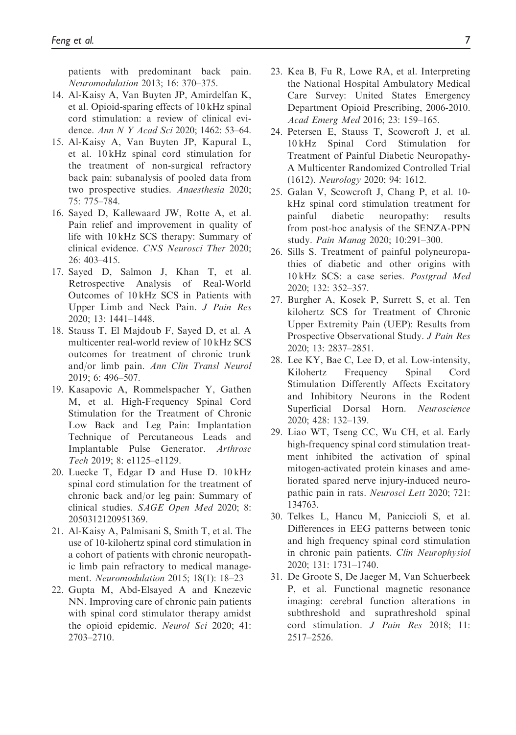patients with predominant back pain. *Neuromodulation* 2013; 16: 370–375.

14. Al-Kaisy A, Van Buyten JP, Amirdelfan K, et al. Opioid-sparing effects of 10 kHz spinal cord stimulation: a review of clinical evidence. *Ann N Y Acad Sci* 2020; 1462: 53–64.
15. Al-Kaisy A, Van Buyten JP, Kapural L, et al. 10 kHz spinal cord stimulation for the treatment of non-surgical refractory back pain: subanalysis of pooled data from two prospective studies. *Anaesthesia* 2020; 75: 775–784.
16. Sayed D, Kallewaard JW, Rotte A, et al. Pain relief and improvement in quality of life with 10 kHz SCS therapy: Summary of clinical evidence. *CNS Neurosci Ther* 2020; 26: 403–415.
17. Sayed D, Salmon J, Khan T, et al. Retrospective Analysis of Real-World Outcomes of 10 kHz SCS in Patients with Upper Limb and Neck Pain. *J Pain Res* 2020; 13: 1441–1448.
18. Stauss T, El Majdoub F, Sayed D, et al. A multicenter real-world review of 10 kHz SCS outcomes for treatment of chronic trunk and/or limb pain. *Ann Clin Transl Neurol* 2019; 6: 496–507.
19. Kasapovic A, Rommelspacher Y, Gathen M, et al. High-Frequency Spinal Cord Stimulation for the Treatment of Chronic Low Back and Leg Pain: Implantation Technique of Percutaneous Leads and Implantable Pulse Generator. *Arthrosc Tech* 2019; 8: e1125–e1129.
20. Luecke T, Edgar D and Huse D. 10 kHz spinal cord stimulation for the treatment of chronic back and/or leg pain: Summary of clinical studies. *SAGE Open Med* 2020; 8: 2050312120951369.
21. Al-Kaisy A, Palmisani S, Smith T, et al. The use of 10-kilohertz spinal cord stimulation in a cohort of patients with chronic neuropathic limb pain refractory to medical management. *Neuromodulation* 2015; 18(1): 18–23
22. Gupta M, Abd-Elsayed A and Knezevic NN. Improving care of chronic pain patients with spinal cord stimulator therapy amidst the opioid epidemic. *Neurol Sci* 2020; 41: 2703–2710.
23. Kea B, Fu R, Lowe RA, et al. Interpreting the National Hospital Ambulatory Medical Care Survey: United States Emergency Department Opioid Prescribing, 2006-2010. *Acad Emerg Med* 2016; 23: 159–165.
24. Petersen E, Stauss T, Scowcroft J, et al. 10 kHz Spinal Cord Stimulation for Treatment of Painful Diabetic Neuropathy-A Multicenter Randomized Controlled Trial (1612). *Neurology* 2020; 94: 1612.
25. Galan V, Scowcroft J, Chang P, et al. 10-kHz spinal cord stimulation treatment for painful diabetic neuropathy: results from post-hoc analysis of the SENZA-PPN study. *Pain Manag* 2020; 10:291–300.
26. Sills S. Treatment of painful polyneuropathies of diabetic and other origins with 10 kHz SCS: a case series. *Postgrad Med* 2020; 132: 352–357.
27. Burgher A, Kosek P, Surrett S, et al. Ten kilohertz SCS for Treatment of Chronic Upper Extremity Pain (UEP): Results from Prospective Observational Study. *J Pain Res* 2020; 13: 2837–2851.
28. Lee KY, Bae C, Lee D, et al. Low-intensity, Kilohertz Frequency Spinal Cord Stimulation Differently Affects Excitatory and Inhibitory Neurons in the Rodent Superficial Dorsal Horn. *Neuroscience* 2020; 428: 132–139.
29. Liao WT, Tseng CC, Wu CH, et al. Early high-frequency spinal cord stimulation treatment inhibited the activation of spinal mitogen-activated protein kinases and ameliorated spared nerve injury-induced neuropathic pain in rats. *Neurosci Lett* 2020; 721: 134763.
30. Telkes L, Hancu M, Paniccioli S, et al. Differences in EEG patterns between tonic and high frequency spinal cord stimulation in chronic pain patients. *Clin Neurophysiol* 2020; 131: 1731–1740.
31. De Groote S, De Jaeger M, Van Schuerbeek P, et al. Functional magnetic resonance imaging: cerebral function alterations in subthreshold and suprathreshold spinal cord stimulation. *J Pain Res* 2018; 11: 2517–2526.